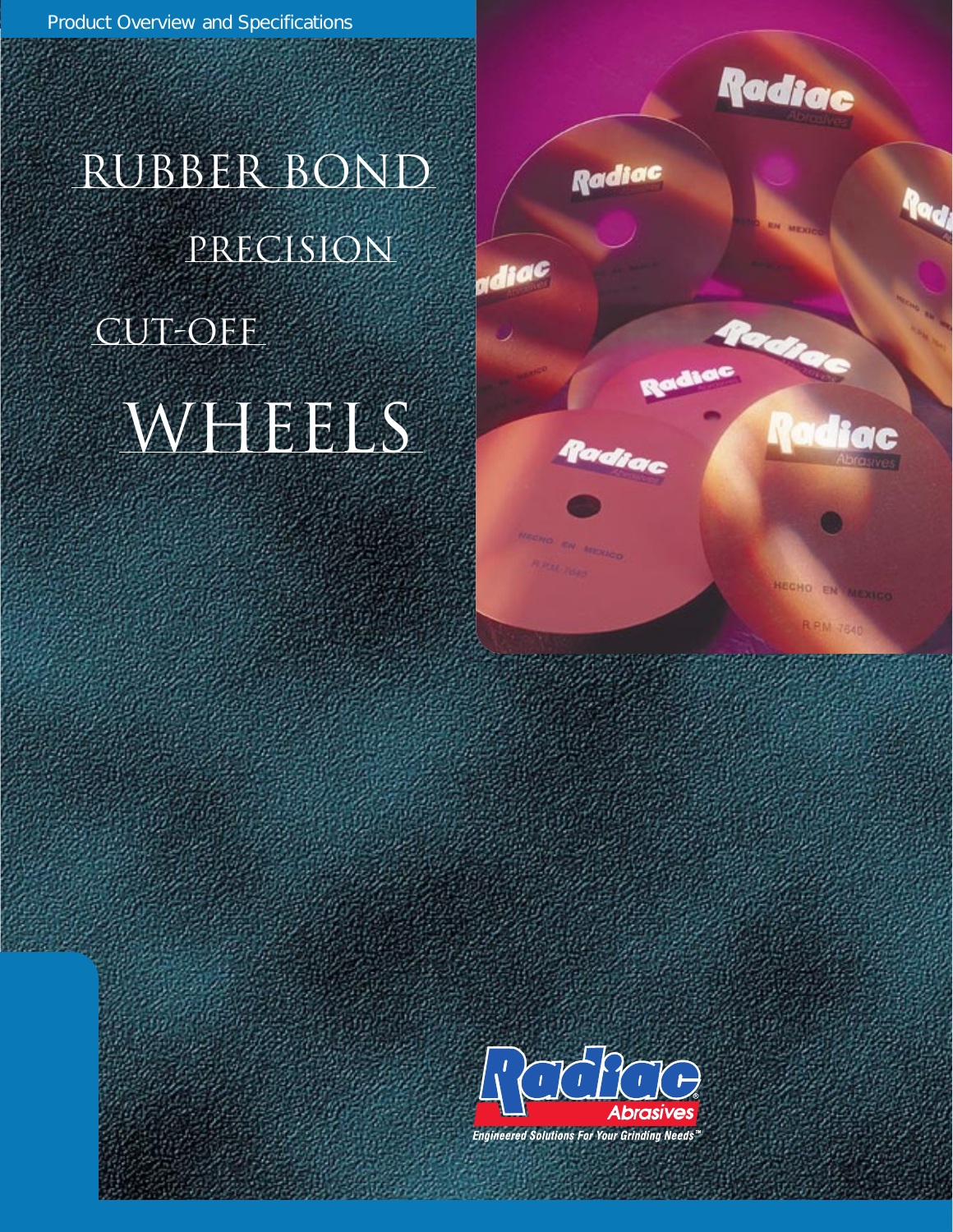Product Overview and Specifications

# RUBBER BOND PRECISION CUT-OFF WHEELS

Radiac Abrasives

Engineered Solutions For Your Grinding Needs™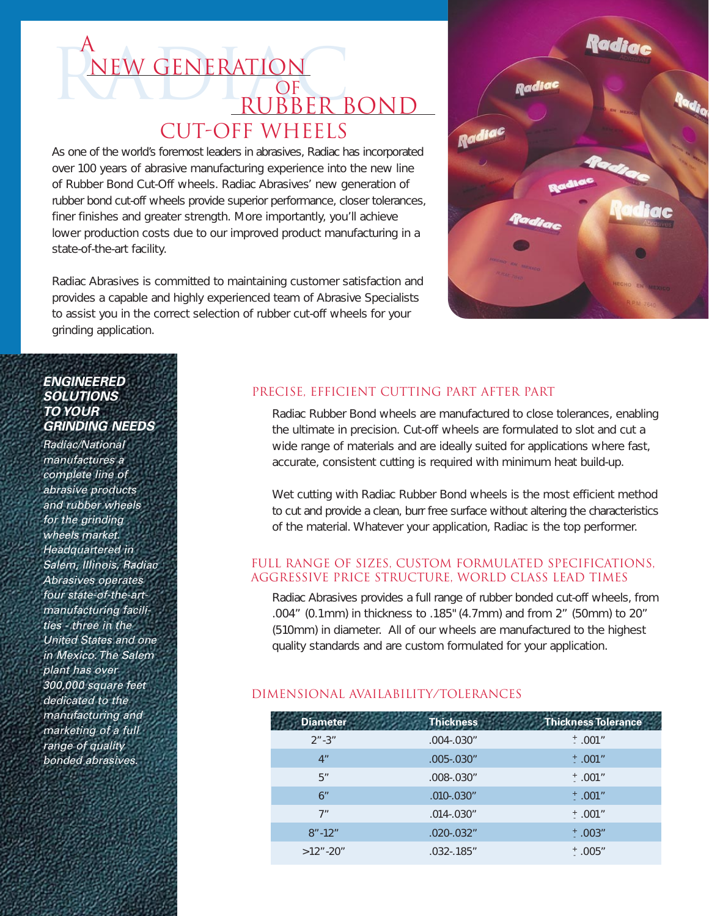# A NEW GENERATION OF RUBBER BOND CUT-OFF WHEELS

As one of the world's foremost leaders in abrasives, Radiac has incorporated over 100 years of abrasive manufacturing experience into the new line of Rubber Bond Cut-Off wheels. Radiac Abrasives' new generation of rubber bond cut-off wheels provide superior performance, closer tolerances, finer finishes and greater strength. More importantly, you'll achieve lower production costs due to our improved product manufacturing in a state-of-the-art facility.

Radiac Abrasives is committed to maintaining customer satisfaction and provides a capable and highly experienced team of Abrasive Specialists to assist you in the correct selection of rubber cut-off wheels for your grinding application.

### *ENGINEERED SOLUTIONS TO YOUR GRINDING NEEDS*

*Radiac/National manufactures a complete line of abrasive products and rubber wheels for the grinding wheels market. Headquartered in Salem, Illinois, Radiac Abrasives operates four state-of-the-art-manufacturing facilities - three in the United States and one in Mexico. The Salem plant has over 300,000 square feet dedicated to the manufacturing and marketing of a full range of quality bonded abrasives.*

## PRECISE, EFFICIENT CUTTING PART AFTER PART

Radiac Rubber Bond wheels are manufactured to close tolerances, enabling the ultimate in precision. Cut-off wheels are formulated to slot and cut a wide range of materials and are ideally suited for applications where fast, accurate, consistent cutting is required with minimum heat build-up.

Wet cutting with Radiac Rubber Bond wheels is the most efficient method to cut and provide a clean, burr free surface without altering the characteristics of the material. Whatever your application, Radiac is the top performer.

## FULL RANGE OF SIZES, CUSTOM FORMULATED SPECIFICATIONS, AGGRESSIVE PRICE STRUCTURE, WORLD CLASS LEAD TIMES

Radiac Abrasives provides a full range of rubber bonded cut-off wheels, from .004" (0.1mm) in thickness to .185" (4.7mm) and from 2" (50mm) to 20" (510mm) in diameter. All of our wheels are manufactured to the highest quality standards and are custom formulated for your application.

## DIMENSIONAL AVAILABILITY/TOLERANCES

| Diameter | Thickness | Thickness Tolerance |
|---|---|---|
| 2"-3" | .004-.030" | ± .001" |
| 4" | .005-.030" | ± .001" |
| 5" | .008-.030" | ± .001" |
| 6" | .010-.030" | ± .001" |
| 7" | .014-.030" | ± .001" |
| 8"-12" | .020-.032" | ± .003" |
| >12"-20" | .032-.185" | ± .005" |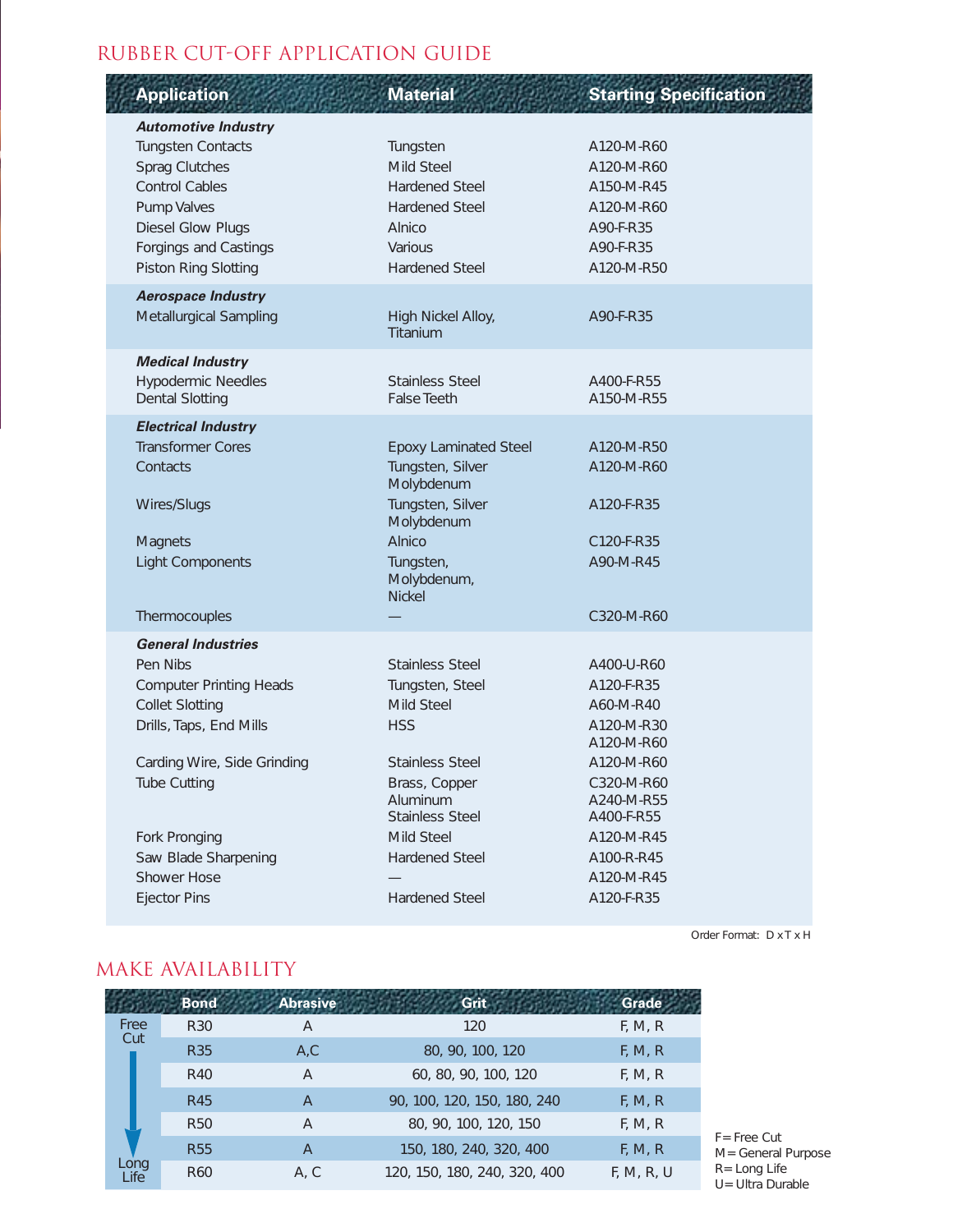## RUBBER CUT-OFF APPLICATION GUIDE

| Application | Material | Starting Specification |
|---|---|---|
| ***Automotive Industry*** | | |
| Tungsten Contacts | Tungsten | A120-M-R60 |
| Sprag Clutches | Mild Steel | A120-M-R60 |
| Control Cables | Hardened Steel | A150-M-R45 |
| Pump Valves | Hardened Steel | A120-M-R60 |
| Diesel Glow Plugs | Alnico | A90-F-R35 |
| Forgings and Castings | Various | A90-F-R35 |
| Piston Ring Slotting | Hardened Steel | A120-M-R50 |
| ***Aerospace Industry*** | | |
| Metallurgical Sampling | High Nickel Alloy, Titanium | A90-F-R35 |
| ***Medical Industry*** | | |
| Hypodermic Needles | Stainless Steel | A400-F-R55 |
| Dental Slotting | False Teeth | A150-M-R55 |
| ***Electrical Industry*** | | |
| Transformer Cores | Epoxy Laminated Steel | A120-M-R50 |
| Contacts | Tungsten, Silver Molybdenum | A120-M-R60 |
| Wires/Slugs | Tungsten, Silver Molybdenum | A120-F-R35 |
| Magnets | Alnico | C120-F-R35 |
| Light Components | Tungsten, Molybdenum, Nickel | A90-M-R45 |
| Thermocouples | — | C320-M-R60 |
| ***General Industries*** | | |
| Pen Nibs | Stainless Steel | A400-U-R60 |
| Computer Printing Heads | Tungsten, Steel | A120-F-R35 |
| Collet Slotting | Mild Steel | A60-M-R40 |
| Drills, Taps, End Mills | HSS | A120-M-R30<br>A120-M-R60 |
| Carding Wire, Side Grinding | Stainless Steel | A120-M-R60 |
| Tube Cutting | Brass, Copper<br>Aluminum<br>Stainless Steel | C320-M-R60<br>A240-M-R55<br>A400-F-R55 |
| Fork Pronging | Mild Steel | A120-M-R45 |
| Saw Blade Sharpening | Hardened Steel | A100-R-R45 |
| Shower Hose | — | A120-M-R45 |
| Ejector Pins | Hardened Steel | A120-F-R35 |

Order Format: D x T x H

## MAKE AVAILABILITY

| | Bond | Abrasive | Grit | Grade |
|---|---|---|---|---|
| Free Cut | R30 | A | 120 | F, M, R |
| | R35 | A,C | 80, 90, 100, 120 | F, M, R |
| | R40 | A | 60, 80, 90, 100, 120 | F, M, R |
| | R45 | A | 90, 100, 120, 150, 180, 240 | F, M, R |
| | R50 | A | 80, 90, 100, 120, 150 | F, M, R |
| | R55 | A | 150, 180, 240, 320, 400 | F, M, R |
| Long Life | R60 | A, C | 120, 150, 180, 240, 320, 400 | F, M, R, U |

F = Free Cut
M = General Purpose
R = Long Life
U = Ultra Durable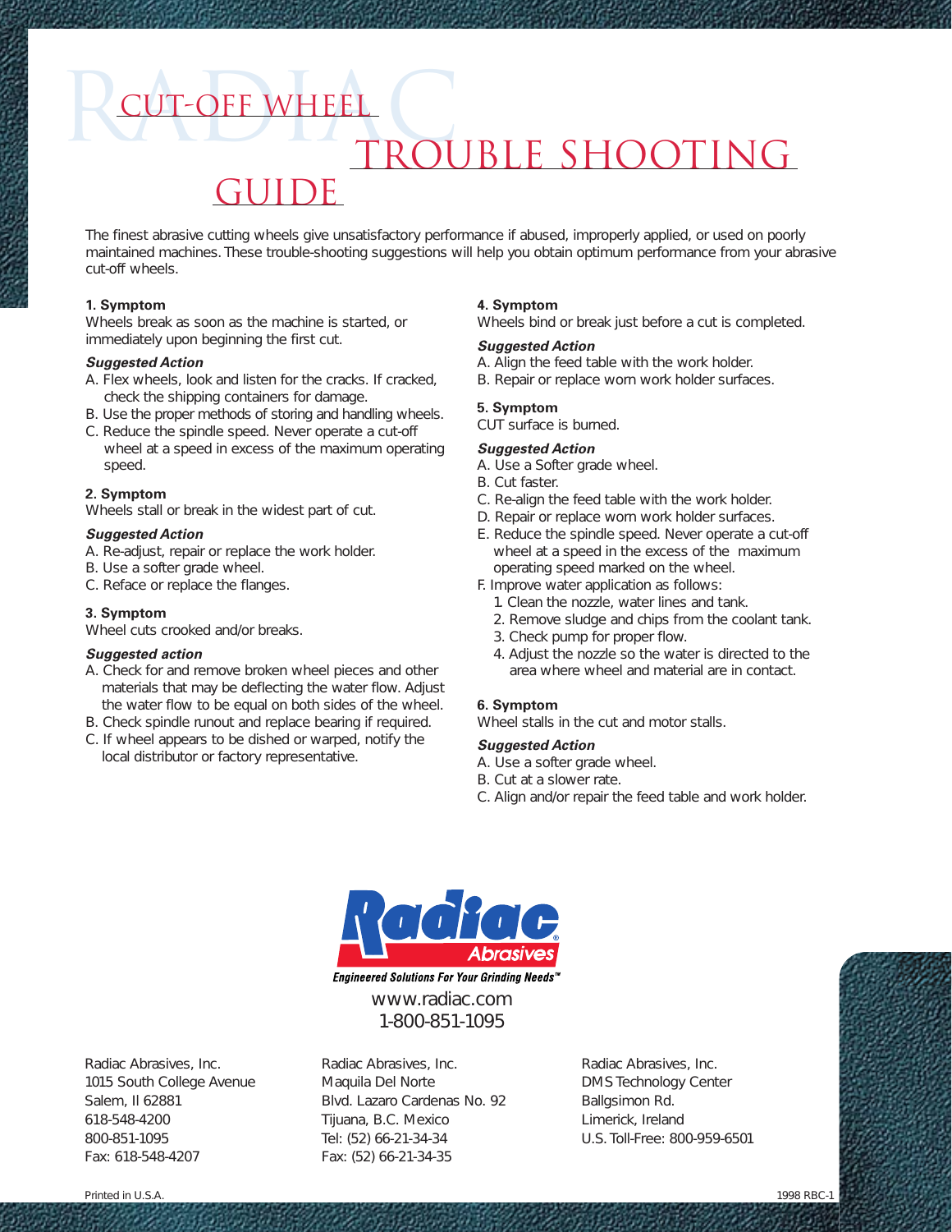# CUT-OFF WHEEL TROUBLE SHOOTING GUIDE

The finest abrasive cutting wheels give unsatisfactory performance if abused, improperly applied, or used on poorly maintained machines. These trouble-shooting suggestions will help you obtain optimum performance from your abrasive cut-off wheels.

**1. Symptom**
Wheels break as soon as the machine is started, or immediately upon beginning the first cut.

***Suggested Action***

A. Flex wheels, look and listen for the cracks. If cracked, check the shipping containers for damage.
B. Use the proper methods of storing and handling wheels.
C. Reduce the spindle speed. Never operate a cut-off wheel at a speed in excess of the maximum operating speed.

**2. Symptom**
Wheels stall or break in the widest part of cut.

***Suggested Action***

A. Re-adjust, repair or replace the work holder.
B. Use a softer grade wheel.
C. Reface or replace the flanges.

**3. Symptom**
Wheel cuts crooked and/or breaks.

***Suggested action***

A. Check for and remove broken wheel pieces and other materials that may be deflecting the water flow. Adjust the water flow to be equal on both sides of the wheel.
B. Check spindle runout and replace bearing if required.
C. If wheel appears to be dished or warped, notify the local distributor or factory representative.

**4. Symptom**
Wheels bind or break just before a cut is completed.

***Suggested Action***

A. Align the feed table with the work holder.
B. Repair or replace worn work holder surfaces.

**5. Symptom**
CUT surface is burned.

***Suggested Action***

A. Use a Softer grade wheel.
B. Cut faster.
C. Re-align the feed table with the work holder.
D. Repair or replace worn work holder surfaces.
E. Reduce the spindle speed. Never operate a cut-off wheel at a speed in the excess of the maximum operating speed marked on the wheel.
F. Improve water application as follows:
   1. Clean the nozzle, water lines and tank.
   2. Remove sludge and chips from the coolant tank.
   3. Check pump for proper flow.
   4. Adjust the nozzle so the water is directed to the area where wheel and material are in contact.

**6. Symptom**
Wheel stalls in the cut and motor stalls.

***Suggested Action***

A. Use a softer grade wheel.
B. Cut at a slower rate.
C. Align and/or repair the feed table and work holder.

Radiac Abrasives
Engineered Solutions For Your Grinding Needs™

www.radiac.com
1-800-851-1095

Radiac Abrasives, Inc.
1015 South College Avenue
Salem, Il 62881
618-548-4200
800-851-1095
Fax: 618-548-4207

Radiac Abrasives, Inc.
Maquila Del Norte
Blvd. Lazaro Cardenas No. 92
Tijuana, B.C. Mexico
Tel: (52) 66-21-34-34
Fax: (52) 66-21-34-35

Radiac Abrasives, Inc.
DMS Technology Center
Ballgsimon Rd.
Limerick, Ireland
U.S. Toll-Free: 800-959-6501

Printed in U.S.A.

1998 RBC-1